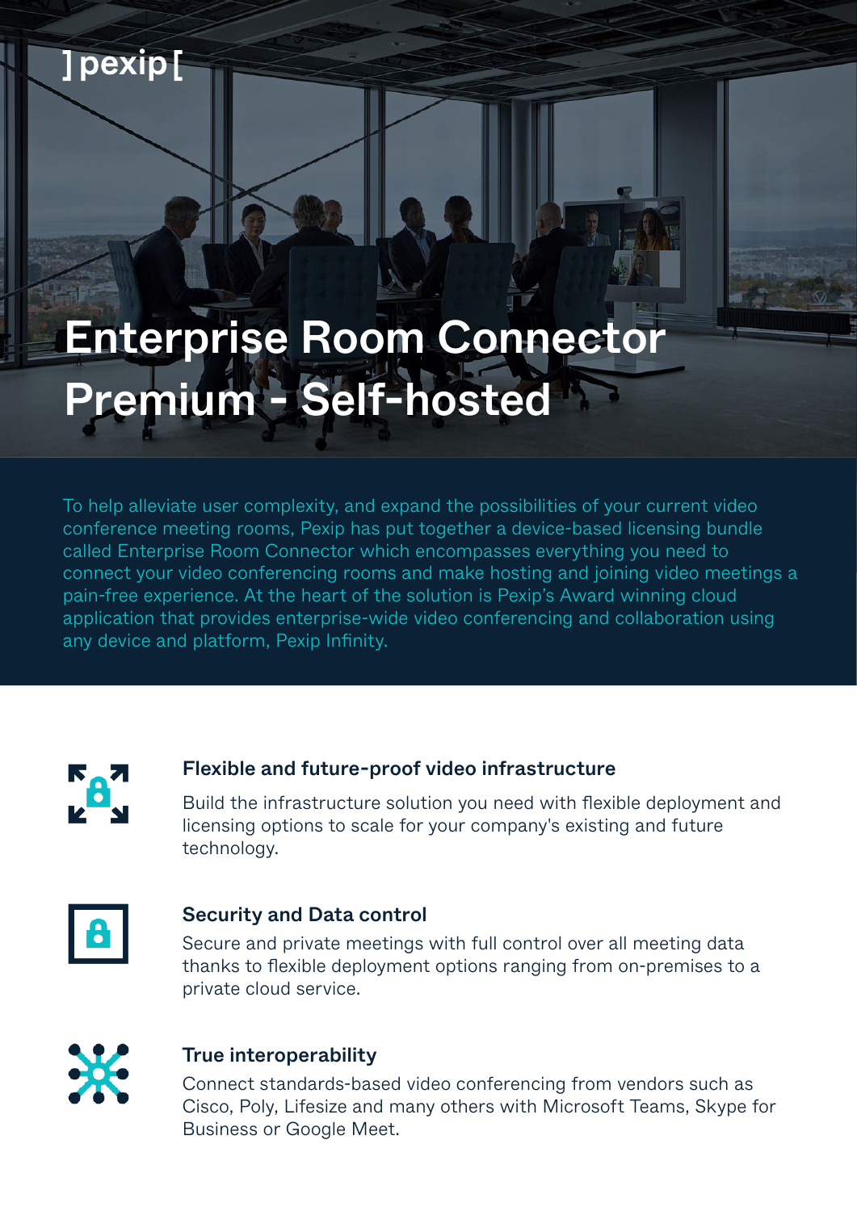]pexip[

# Enterprise Room Connector Premium - Self-hosted

To help alleviate user complexity, and expand the possibilities of your current video conference meeting rooms, Pexip has put together a device-based licensing bundle called Enterprise Room Connector which encompasses everything you need to connect your video conferencing rooms and make hosting and joining video meetings a pain-free experience. At the heart of the solution is Pexip's Award winning cloud application that provides enterprise-wide video conferencing and collaboration using any device and platform, Pexip Infinity.

### Flexible and future-proof video infrastructure

Build the infrastructure solution you need with flexible deployment and licensing options to scale for your company's existing and future technology.

### Security and Data control

Secure and private meetings with full control over all meeting data thanks to flexible deployment options ranging from on-premises to a private cloud service.

### True interoperability

Connect standards-based video conferencing from vendors such as Cisco, Poly, Lifesize and many others with Microsoft Teams, Skype for Business or Google Meet.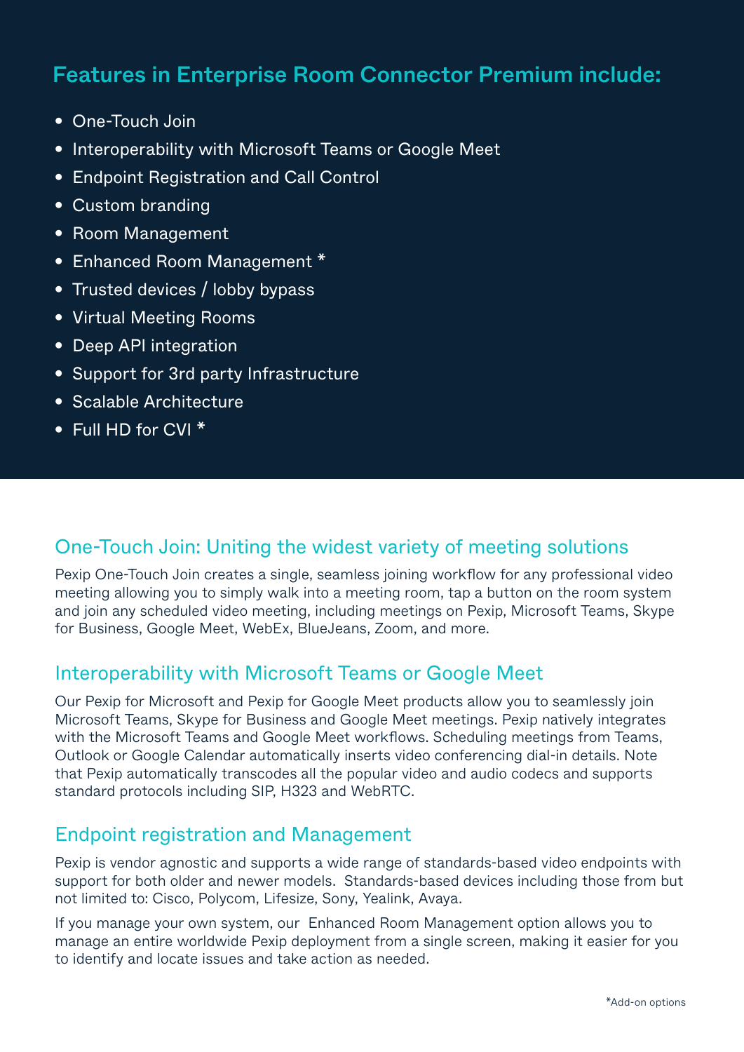## Features in Enterprise Room Connector Premium include:

- One-Touch Join
- Interoperability with Microsoft Teams or Google Meet
- Endpoint Registration and Call Control
- Custom branding
- Room Management
- Enhanced Room Management *
- Trusted devices / lobby bypass
- Virtual Meeting Rooms
- Deep API integration
- Support for 3rd party Infrastructure
- Scalable Architecture
- Full HD for CVI *

### One-Touch Join: Uniting the widest variety of meeting solutions

Pexip One-Touch Join creates a single, seamless joining workflow for any professional video meeting allowing you to simply walk into a meeting room, tap a button on the room system and join any scheduled video meeting, including meetings on Pexip, Microsoft Teams, Skype for Business, Google Meet, WebEx, BlueJeans, Zoom, and more.

### Interoperability with Microsoft Teams or Google Meet

Our Pexip for Microsoft and Pexip for Google Meet products allow you to seamlessly join Microsoft Teams, Skype for Business and Google Meet meetings. Pexip natively integrates with the Microsoft Teams and Google Meet workflows. Scheduling meetings from Teams, Outlook or Google Calendar automatically inserts video conferencing dial-in details. Note that Pexip automatically transcodes all the popular video and audio codecs and supports standard protocols including SIP, H323 and WebRTC.

### Endpoint registration and Management

Pexip is vendor agnostic and supports a wide range of standards-based video endpoints with support for both older and newer models. Standards-based devices including those from but not limited to: Cisco, Polycom, Lifesize, Sony, Yealink, Avaya.

If you manage your own system, our Enhanced Room Management option allows you to manage an entire worldwide Pexip deployment from a single screen, making it easier for you to identify and locate issues and take action as needed.

*Add-on options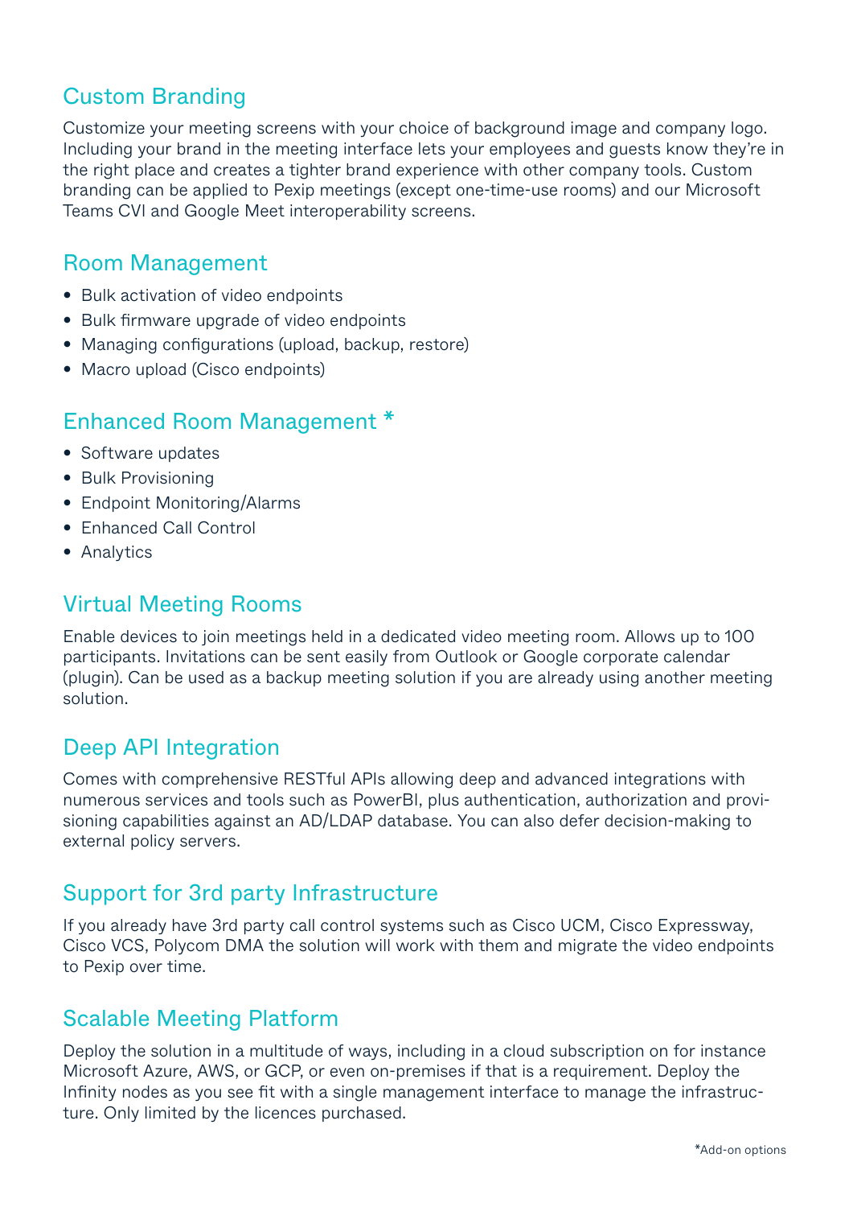## Custom Branding

Customize your meeting screens with your choice of background image and company logo. Including your brand in the meeting interface lets your employees and guests know they're in the right place and creates a tighter brand experience with other company tools. Custom branding can be applied to Pexip meetings (except one-time-use rooms) and our Microsoft Teams CVI and Google Meet interoperability screens.

## Room Management

- Bulk activation of video endpoints
- Bulk firmware upgrade of video endpoints
- Managing configurations (upload, backup, restore)
- Macro upload (Cisco endpoints)

## Enhanced Room Management *

- Software updates
- Bulk Provisioning
- Endpoint Monitoring/Alarms
- Enhanced Call Control
- Analytics

## Virtual Meeting Rooms

Enable devices to join meetings held in a dedicated video meeting room. Allows up to 100 participants. Invitations can be sent easily from Outlook or Google corporate calendar (plugin). Can be used as a backup meeting solution if you are already using another meeting solution.

## Deep API Integration

Comes with comprehensive RESTful APIs allowing deep and advanced integrations with numerous services and tools such as PowerBI, plus authentication, authorization and provisioning capabilities against an AD/LDAP database. You can also defer decision-making to external policy servers.

## Support for 3rd party Infrastructure

If you already have 3rd party call control systems such as Cisco UCM, Cisco Expressway, Cisco VCS, Polycom DMA the solution will work with them and migrate the video endpoints to Pexip over time.

## Scalable Meeting Platform

Deploy the solution in a multitude of ways, including in a cloud subscription on for instance Microsoft Azure, AWS, or GCP, or even on-premises if that is a requirement. Deploy the Infinity nodes as you see fit with a single management interface to manage the infrastructure. Only limited by the licences purchased.

*Add-on options